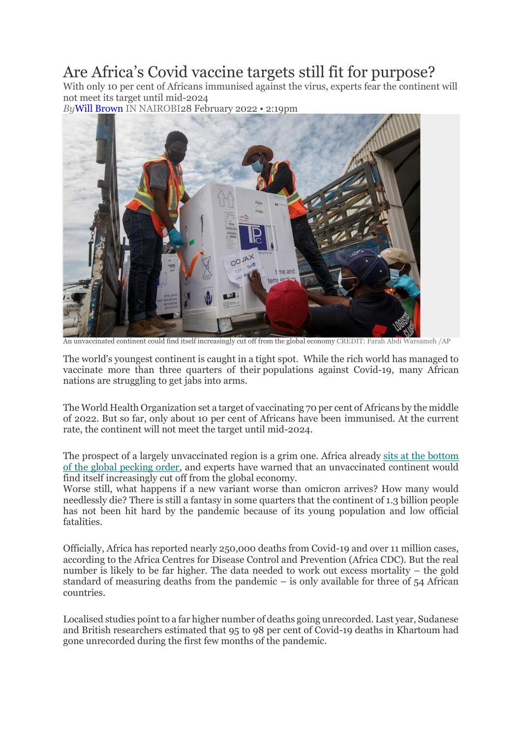# Are Africa's Covid vaccine targets still fit for purpose?

With only 10 per cent of Africans immunised against the virus, experts fear the continent will not meet its target until mid-2024

*By* Will Brown IN NAIROBI 28 February 2022 • 2:19pm

An unvaccinated continent could find itself increasingly cut off from the global economy CREDIT: Farah Abdi Warsameh /AP

The world's youngest continent is caught in a tight spot. While the rich world has managed to vaccinate more than three quarters of their populations against Covid-19, many African nations are struggling to get jabs into arms.

The World Health Organization set a target of vaccinating 70 per cent of Africans by the middle of 2022. But so far, only about 10 per cent of Africans have been immunised. At the current rate, the continent will not meet the target until mid-2024.

The prospect of a largely unvaccinated region is a grim one. Africa already sits at the bottom of the global pecking order, and experts have warned that an unvaccinated continent would find itself increasingly cut off from the global economy.

Worse still, what happens if a new variant worse than omicron arrives? How many would needlessly die? There is still a fantasy in some quarters that the continent of 1.3 billion people has not been hit hard by the pandemic because of its young population and low official fatalities.

Officially, Africa has reported nearly 250,000 deaths from Covid-19 and over 11 million cases, according to the Africa Centres for Disease Control and Prevention (Africa CDC). But the real number is likely to be far higher. The data needed to work out excess mortality – the gold standard of measuring deaths from the pandemic – is only available for three of 54 African countries.

Localised studies point to a far higher number of deaths going unrecorded. Last year, Sudanese and British researchers estimated that 95 to 98 per cent of Covid-19 deaths in Khartoum had gone unrecorded during the first few months of the pandemic.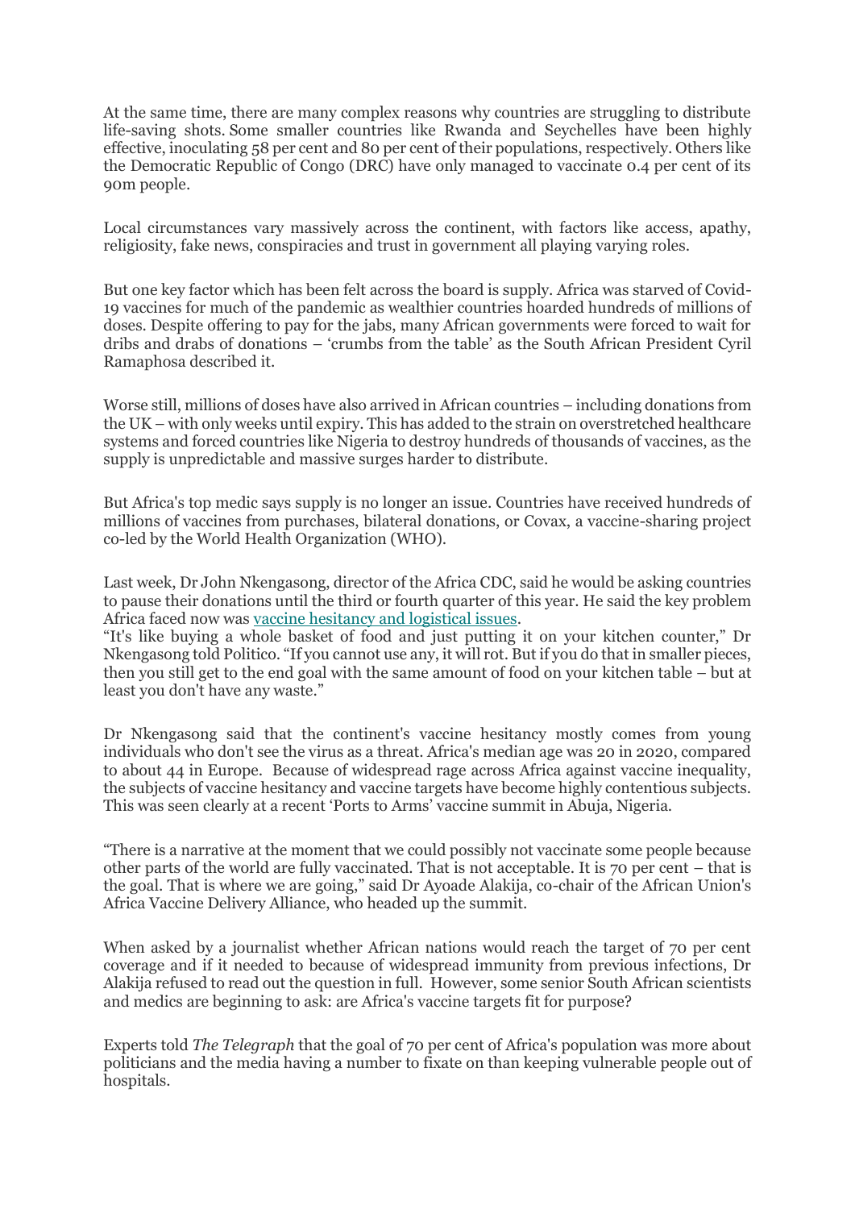At the same time, there are many complex reasons why countries are struggling to distribute life-saving shots. Some smaller countries like Rwanda and Seychelles have been highly effective, inoculating 58 per cent and 80 per cent of their populations, respectively. Others like the Democratic Republic of Congo (DRC) have only managed to vaccinate 0.4 per cent of its 90m people.

Local circumstances vary massively across the continent, with factors like access, apathy, religiosity, fake news, conspiracies and trust in government all playing varying roles.

But one key factor which has been felt across the board is supply. Africa was starved of Covid-19 vaccines for much of the pandemic as wealthier countries hoarded hundreds of millions of doses. Despite offering to pay for the jabs, many African governments were forced to wait for dribs and drabs of donations – 'crumbs from the table' as the South African President Cyril Ramaphosa described it.

Worse still, millions of doses have also arrived in African countries – including donations from the UK – with only weeks until expiry. This has added to the strain on overstretched healthcare systems and forced countries like Nigeria to destroy hundreds of thousands of vaccines, as the supply is unpredictable and massive surges harder to distribute.

But Africa's top medic says supply is no longer an issue. Countries have received hundreds of millions of vaccines from purchases, bilateral donations, or Covax, a vaccine-sharing project co-led by the World Health Organization (WHO).

Last week, Dr John Nkengasong, director of the Africa CDC, said he would be asking countries to pause their donations until the third or fourth quarter of this year. He said the key problem Africa faced now was [vaccine hesitancy and logistical issues](). "It's like buying a whole basket of food and just putting it on your kitchen counter," Dr Nkengasong told Politico. "If you cannot use any, it will rot. But if you do that in smaller pieces, then you still get to the end goal with the same amount of food on your kitchen table – but at least you don't have any waste."

Dr Nkengasong said that the continent's vaccine hesitancy mostly comes from young individuals who don't see the virus as a threat. Africa's median age was 20 in 2020, compared to about 44 in Europe. Because of widespread rage across Africa against vaccine inequality, the subjects of vaccine hesitancy and vaccine targets have become highly contentious subjects. This was seen clearly at a recent 'Ports to Arms' vaccine summit in Abuja, Nigeria.

"There is a narrative at the moment that we could possibly not vaccinate some people because other parts of the world are fully vaccinated. That is not acceptable. It is 70 per cent – that is the goal. That is where we are going," said Dr Ayoade Alakija, co-chair of the African Union's Africa Vaccine Delivery Alliance, who headed up the summit.

When asked by a journalist whether African nations would reach the target of 70 per cent coverage and if it needed to because of widespread immunity from previous infections, Dr Alakija refused to read out the question in full. However, some senior South African scientists and medics are beginning to ask: are Africa's vaccine targets fit for purpose?

Experts told *The Telegraph* that the goal of 70 per cent of Africa's population was more about politicians and the media having a number to fixate on than keeping vulnerable people out of hospitals.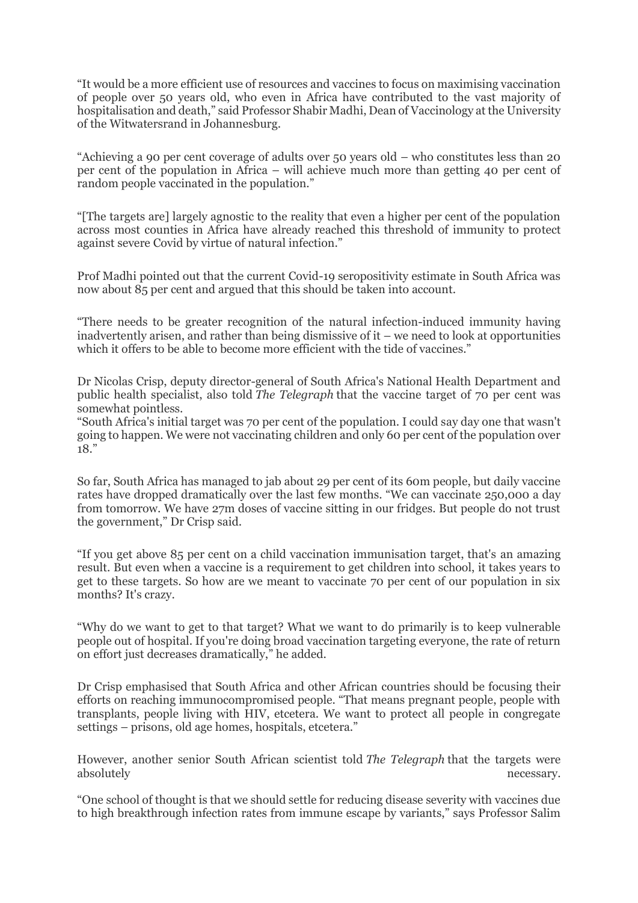"It would be a more efficient use of resources and vaccines to focus on maximising vaccination of people over 50 years old, who even in Africa have contributed to the vast majority of hospitalisation and death," said Professor Shabir Madhi, Dean of Vaccinology at the University of the Witwatersrand in Johannesburg.

"Achieving a 90 per cent coverage of adults over 50 years old – who constitutes less than 20 per cent of the population in Africa – will achieve much more than getting 40 per cent of random people vaccinated in the population."

"[The targets are] largely agnostic to the reality that even a higher per cent of the population across most counties in Africa have already reached this threshold of immunity to protect against severe Covid by virtue of natural infection."

Prof Madhi pointed out that the current Covid-19 seropositivity estimate in South Africa was now about 85 per cent and argued that this should be taken into account.

"There needs to be greater recognition of the natural infection-induced immunity having inadvertently arisen, and rather than being dismissive of it – we need to look at opportunities which it offers to be able to become more efficient with the tide of vaccines."

Dr Nicolas Crisp, deputy director-general of South Africa's National Health Department and public health specialist, also told *The Telegraph* that the vaccine target of 70 per cent was somewhat pointless.

"South Africa's initial target was 70 per cent of the population. I could say day one that wasn't going to happen. We were not vaccinating children and only 60 per cent of the population over 18."

So far, South Africa has managed to jab about 29 per cent of its 60m people, but daily vaccine rates have dropped dramatically over the last few months. "We can vaccinate 250,000 a day from tomorrow. We have 27m doses of vaccine sitting in our fridges. But people do not trust the government," Dr Crisp said.

"If you get above 85 per cent on a child vaccination immunisation target, that's an amazing result. But even when a vaccine is a requirement to get children into school, it takes years to get to these targets. So how are we meant to vaccinate 70 per cent of our population in six months? It's crazy.

"Why do we want to get to that target? What we want to do primarily is to keep vulnerable people out of hospital. If you're doing broad vaccination targeting everyone, the rate of return on effort just decreases dramatically," he added.

Dr Crisp emphasised that South Africa and other African countries should be focusing their efforts on reaching immunocompromised people. "That means pregnant people, people with transplants, people living with HIV, etcetera. We want to protect all people in congregate settings – prisons, old age homes, hospitals, etcetera."

However, another senior South African scientist told *The Telegraph* that the targets were absolutely necessary.

"One school of thought is that we should settle for reducing disease severity with vaccines due to high breakthrough infection rates from immune escape by variants," says Professor Salim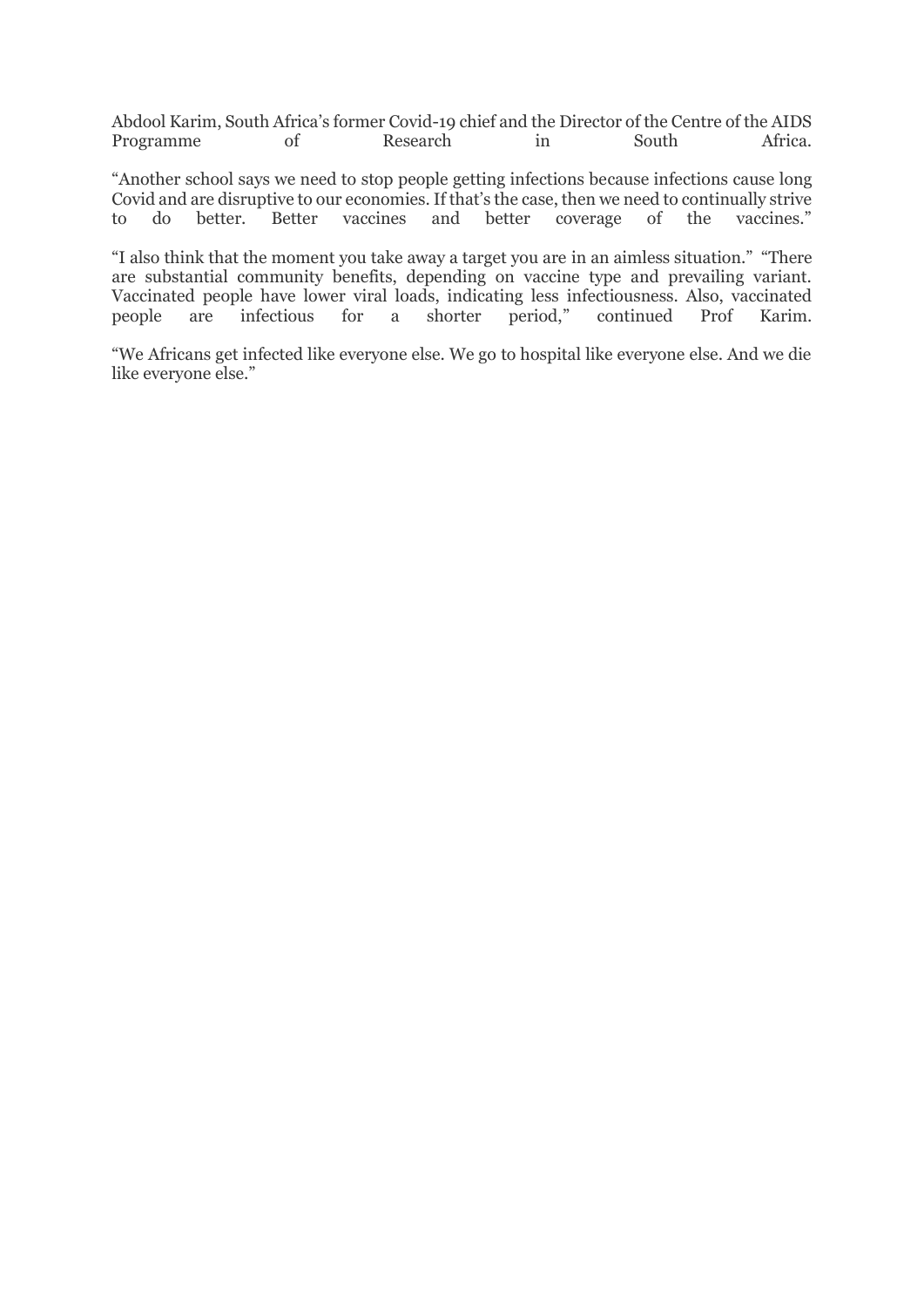Abdool Karim, South Africa's former Covid-19 chief and the Director of the Centre of the AIDS Programme of Research in South Africa.

"Another school says we need to stop people getting infections because infections cause long Covid and are disruptive to our economies. If that's the case, then we need to continually strive to do better. Better vaccines and better coverage of the vaccines."

"I also think that the moment you take away a target you are in an aimless situation." "There are substantial community benefits, depending on vaccine type and prevailing variant. Vaccinated people have lower viral loads, indicating less infectiousness. Also, vaccinated people are infectious for a shorter period," continued Prof Karim.

"We Africans get infected like everyone else. We go to hospital like everyone else. And we die like everyone else."